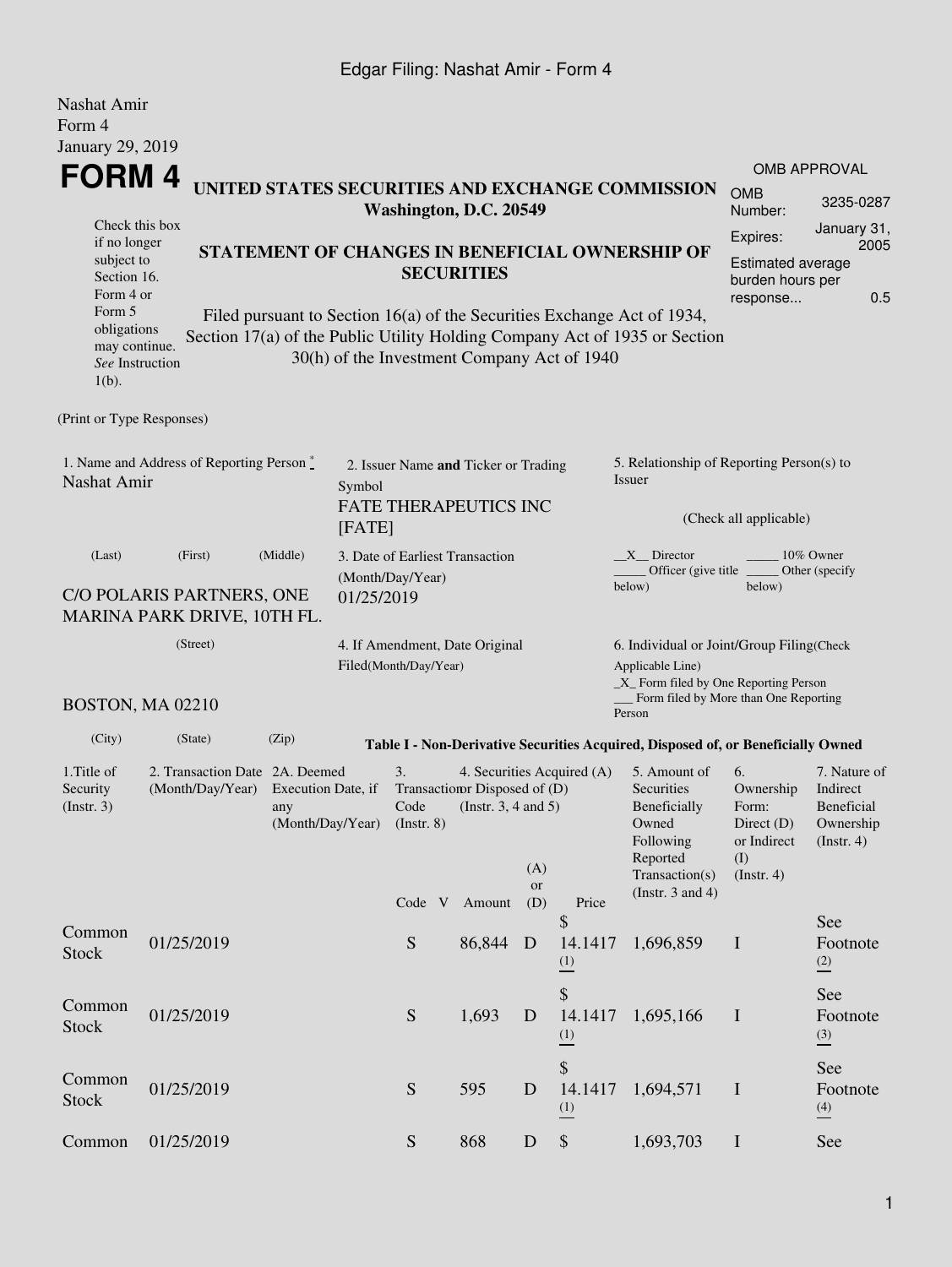Edgar Filing: Nashat Amir - Form 4

Nashat Amir
Form 4
January 29, 2019

# FORM 4

| OMB APPROVAL | |
|---|---|
| OMB Number: | 3235-0287 |
| Expires: | January 31, 2005 |
| Estimated average burden hours per response... | 0.5 |

Check this box if no longer subject to Section 16. Form 4 or Form 5 obligations may continue. *See* Instruction 1(b).

## UNITED STATES SECURITIES AND EXCHANGE COMMISSION
**Washington, D.C. 20549**

## STATEMENT OF CHANGES IN BENEFICIAL OWNERSHIP OF SECURITIES

Filed pursuant to Section 16(a) of the Securities Exchange Act of 1934, Section 17(a) of the Public Utility Holding Company Act of 1935 or Section 30(h) of the Investment Company Act of 1940

(Print or Type Responses)

1. Name and Address of Reporting Person *
Nashat Amir

(Last) (First) (Middle)

C/O POLARIS PARTNERS, ONE MARINA PARK DRIVE, 10TH FL.

(Street)

BOSTON, MA 02210

(City) (State) (Zip)

2. Issuer Name **and** Ticker or Trading Symbol
FATE THERAPEUTICS INC [FATE]

3. Date of Earliest Transaction (Month/Day/Year)
01/25/2019

4. If Amendment, Date Original Filed(Month/Day/Year)

5. Relationship of Reporting Person(s) to Issuer

(Check all applicable)

_X_ Director
_____ 10% Owner
_____ Officer (give title below)
_____ Other (specify below)

6. Individual or Joint/Group Filing(Check Applicable Line)
_X_ Form filed by One Reporting Person
___ Form filed by More than One Reporting Person

**Table I - Non-Derivative Securities Acquired, Disposed of, or Beneficially Owned**

| 1.Title of Security (Instr. 3) | 2. Transaction Date (Month/Day/Year) | 2A. Deemed Execution Date, if any (Month/Day/Year) | 3. Transaction Code (Instr. 8) | | 4. Securities Acquired (A) or Disposed of (D) (Instr. 3, 4 and 5) | | | 5. Amount of Securities Beneficially Owned Following Reported Transaction(s) (Instr. 3 and 4) | 6. Ownership Form: Direct (D) or Indirect (I) (Instr. 4) | 7. Nature of Indirect Beneficial Ownership (Instr. 4) |
|---|---|---|---|---|---|---|---|---|---|---|
| | | | Code | V | Amount | (A) or (D) | Price | | | |
| Common Stock | 01/25/2019 | | S | | 86,844 | D | $ 14.1417 (1) | 1,696,859 | I | See Footnote (2) |
| Common Stock | 01/25/2019 | | S | | 1,693 | D | $ 14.1417 (1) | 1,695,166 | I | See Footnote (3) |
| Common Stock | 01/25/2019 | | S | | 595 | D | $ 14.1417 (1) | 1,694,571 | I | See Footnote (4) |
| Common | 01/25/2019 | | S | | 868 | D | $ | 1,693,703 | I | See |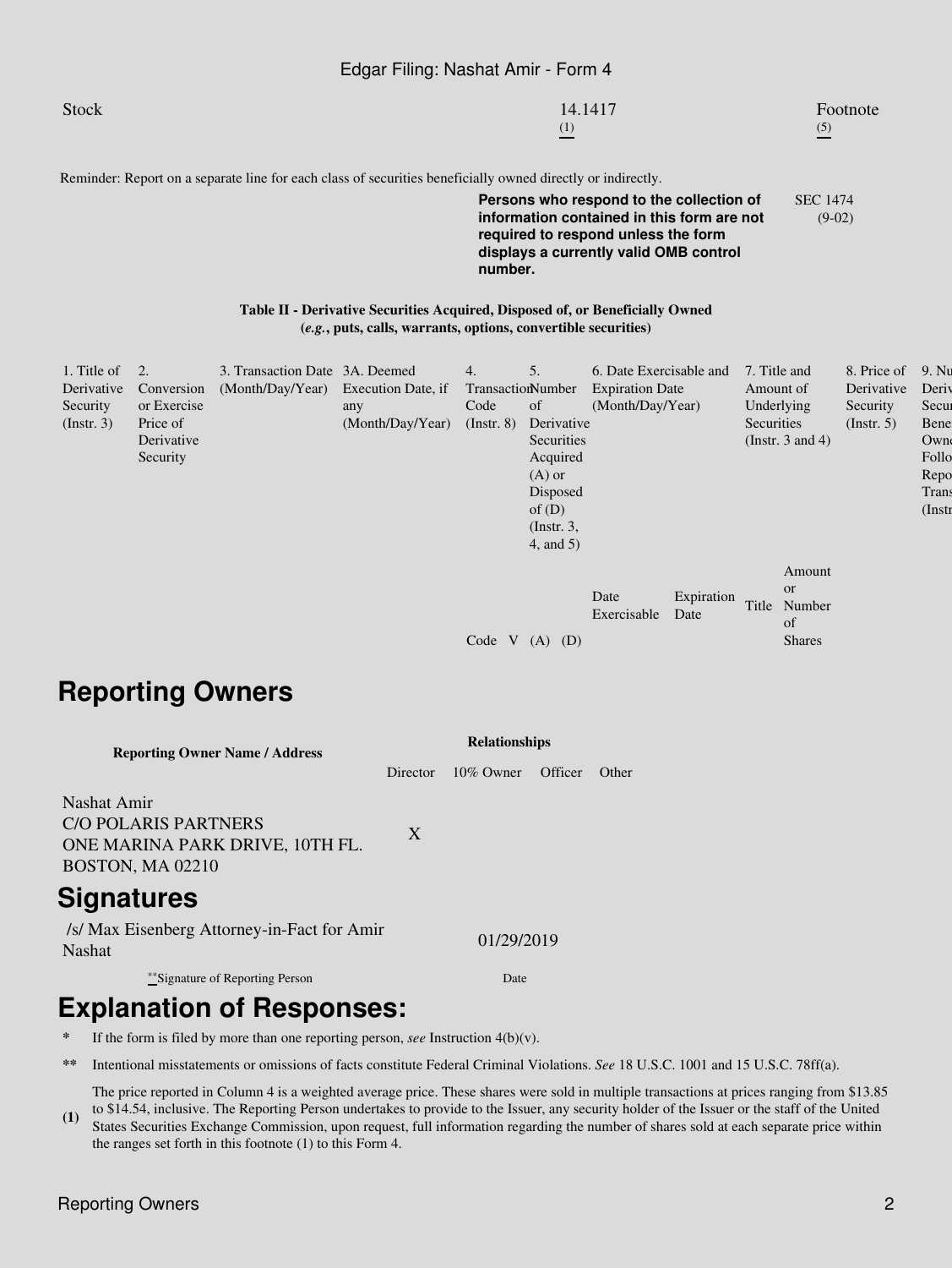| Stock | 14.1417 (1) | Footnote (5) |
|---|---|---|

Reminder: Report on a separate line for each class of securities beneficially owned directly or indirectly.

**Persons who respond to the collection of information contained in this form are not required to respond unless the form displays a currently valid OMB control number.**

SEC 1474 (9-02)

**Table II - Derivative Securities Acquired, Disposed of, or Beneficially Owned**
**(*e.g.*, puts, calls, warrants, options, convertible securities)**

| 1. Title of Derivative Security (Instr. 3) | 2. Conversion or Exercise Price of Derivative Security | 3. Transaction Date (Month/Day/Year) | 3A. Deemed Execution Date, if any (Month/Day/Year) | 4. Transaction Code (Instr. 8) | | 5. Number of Derivative Securities Acquired (A) or Disposed of (D) (Instr. 3, 4, and 5) | | 6. Date Exercisable and Expiration Date (Month/Day/Year) | | 7. Title and Amount of Underlying Securities (Instr. 3 and 4) | | 8. Price of Derivative Security (Instr. 5) | 9. Nu Deriv Secur Bene Owne Follo Repo Trans (Instr |
|---|---|---|---|---|---|---|---|---|---|---|---|---|---|
| | | | | Code | V | (A) | (D) | Date Exercisable | Expiration Date | Title | Amount or Number of Shares | | |

## Reporting Owners

| Reporting Owner Name / Address | Relationships | | | |
|---|---|---|---|---|
| | Director | 10% Owner | Officer | Other |
| Nashat Amir<br>C/O POLARIS PARTNERS<br>ONE MARINA PARK DRIVE, 10TH FL.<br>BOSTON, MA 02210 | X | | | |

## Signatures

| /s/ Max Eisenberg Attorney-in-Fact for Amir Nashat | 01/29/2019 |
|---|---|
| **Signature of Reporting Person | Date |

## Explanation of Responses:

\* If the form is filed by more than one reporting person, *see* Instruction 4(b)(v).

\*\* Intentional misstatements or omissions of facts constitute Federal Criminal Violations. *See* 18 U.S.C. 1001 and 15 U.S.C. 78ff(a).

**(1)** The price reported in Column 4 is a weighted average price. These shares were sold in multiple transactions at prices ranging from $13.85 to $14.54, inclusive. The Reporting Person undertakes to provide to the Issuer, any security holder of the Issuer or the staff of the United States Securities Exchange Commission, upon request, full information regarding the number of shares sold at each separate price within the ranges set forth in this footnote (1) to this Form 4.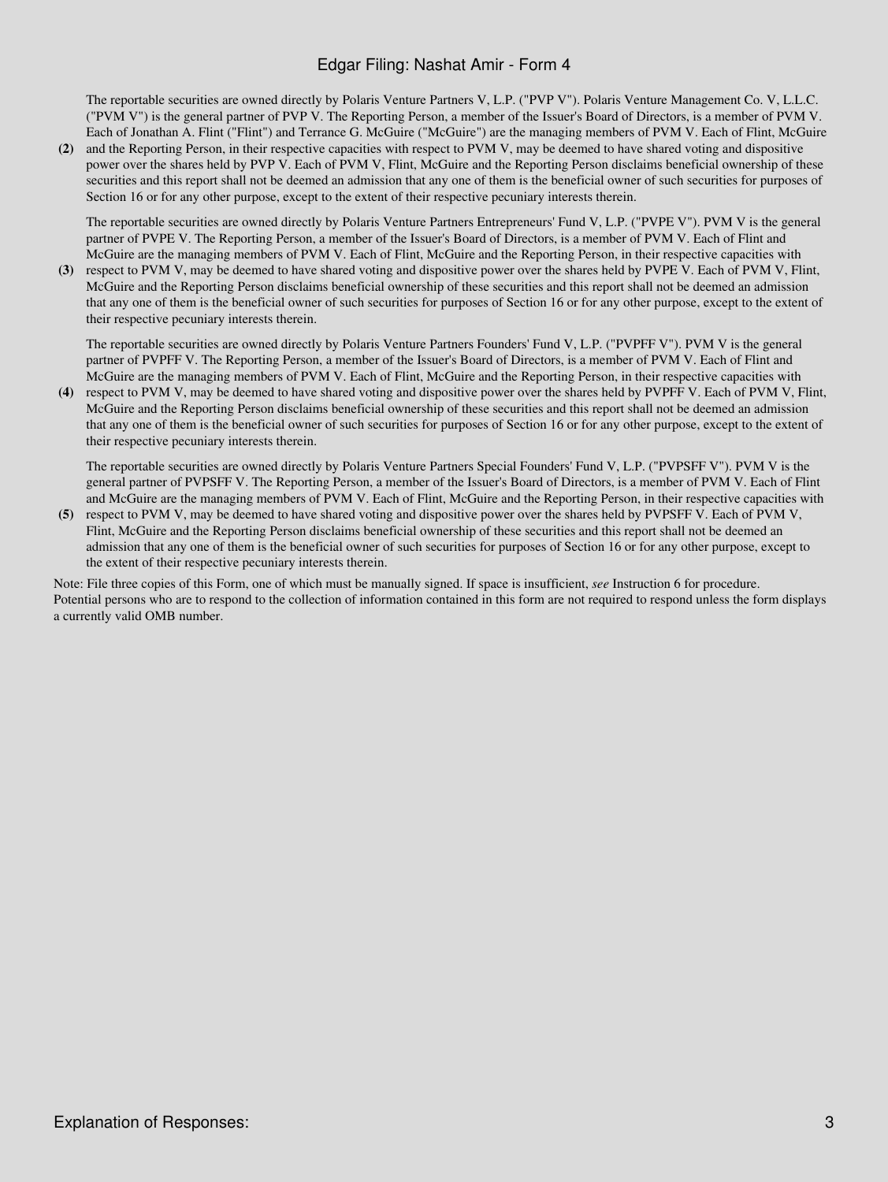**(2)** The reportable securities are owned directly by Polaris Venture Partners V, L.P. ("PVP V"). Polaris Venture Management Co. V, L.L.C. ("PVM V") is the general partner of PVP V. The Reporting Person, a member of the Issuer's Board of Directors, is a member of PVM V. Each of Jonathan A. Flint ("Flint") and Terrance G. McGuire ("McGuire") are the managing members of PVM V. Each of Flint, McGuire and the Reporting Person, in their respective capacities with respect to PVM V, may be deemed to have shared voting and dispositive power over the shares held by PVP V. Each of PVM V, Flint, McGuire and the Reporting Person disclaims beneficial ownership of these securities and this report shall not be deemed an admission that any one of them is the beneficial owner of such securities for purposes of Section 16 or for any other purpose, except to the extent of their respective pecuniary interests therein.

**(3)** The reportable securities are owned directly by Polaris Venture Partners Entrepreneurs' Fund V, L.P. ("PVPE V"). PVM V is the general partner of PVPE V. The Reporting Person, a member of the Issuer's Board of Directors, is a member of PVM V. Each of Flint and McGuire are the managing members of PVM V. Each of Flint, McGuire and the Reporting Person, in their respective capacities with respect to PVM V, may be deemed to have shared voting and dispositive power over the shares held by PVPE V. Each of PVM V, Flint, McGuire and the Reporting Person disclaims beneficial ownership of these securities and this report shall not be deemed an admission that any one of them is the beneficial owner of such securities for purposes of Section 16 or for any other purpose, except to the extent of their respective pecuniary interests therein.

**(4)** The reportable securities are owned directly by Polaris Venture Partners Founders' Fund V, L.P. ("PVPFF V"). PVM V is the general partner of PVPFF V. The Reporting Person, a member of the Issuer's Board of Directors, is a member of PVM V. Each of Flint and McGuire are the managing members of PVM V. Each of Flint, McGuire and the Reporting Person, in their respective capacities with respect to PVM V, may be deemed to have shared voting and dispositive power over the shares held by PVPFF V. Each of PVM V, Flint, McGuire and the Reporting Person disclaims beneficial ownership of these securities and this report shall not be deemed an admission that any one of them is the beneficial owner of such securities for purposes of Section 16 or for any other purpose, except to the extent of their respective pecuniary interests therein.

**(5)** The reportable securities are owned directly by Polaris Venture Partners Special Founders' Fund V, L.P. ("PVPSFF V"). PVM V is the general partner of PVPSFF V. The Reporting Person, a member of the Issuer's Board of Directors, is a member of PVM V. Each of Flint and McGuire are the managing members of PVM V. Each of Flint, McGuire and the Reporting Person, in their respective capacities with respect to PVM V, may be deemed to have shared voting and dispositive power over the shares held by PVPSFF V. Each of PVM V, Flint, McGuire and the Reporting Person disclaims beneficial ownership of these securities and this report shall not be deemed an admission that any one of them is the beneficial owner of such securities for purposes of Section 16 or for any other purpose, except to the extent of their respective pecuniary interests therein.

Note: File three copies of this Form, one of which must be manually signed. If space is insufficient, *see* Instruction 6 for procedure.
Potential persons who are to respond to the collection of information contained in this form are not required to respond unless the form displays a currently valid OMB number.